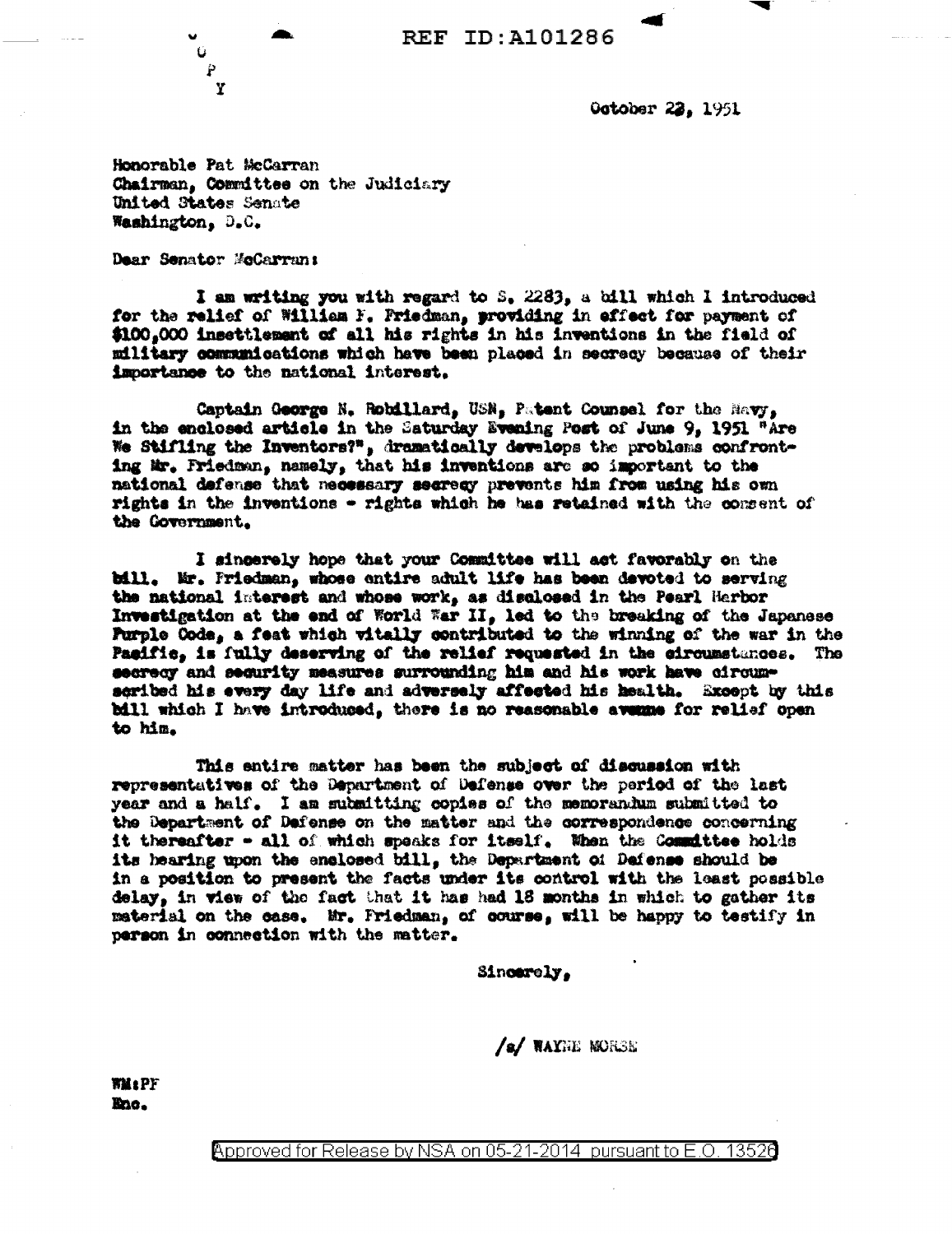REF ID:A101286

C
O
P
Y

October 22, 1951

Honorable Pat McCarran
Chairman, Committee on the Judiciary
United States Senate
Washington, D.C.

Dear Senator McCarran:

I am writing you with regard to S. 2283, a bill which I introduced for the relief of William F. Friedman, providing in effect for payment of $100,000 insettlement of all his rights in his inventions in the field of military communications which have been placed in secrecy because of their importance to the national interest.

Captain George N. Robillard, USN, Patent Counsel for the Navy, in the enclosed article in the Saturday Evening Post of June 9, 1951 "Are We Stifling the Inventors?", dramatically develops the problems confronting Mr. Friedman, namely, that his inventions are so important to the national defense that necessary secrecy prevents him from using his own rights in the inventions - rights which he has retained with the consent of the Government.

I sincerely hope that your Committee will act favorably on the bill. Mr. Friedman, whose entire adult life has been devoted to serving the national interest and whose work, as disclosed in the Pearl Harbor Investigation at the end of World War II, led to the breaking of the Japanese Purple Code, a feat which vitally contributed to the winning of the war in the Pacific, is fully deserving of the relief requested in the circumstances. The secrecy and security measures surrounding him and his work have circumscribed his every day life and adversely affected his health. Except by this bill which I have introduced, there is no reasonable avenue for relief open to him.

This entire matter has been the subject of discussion with representatives of the Department of Defense over the period of the last year and a half. I am submitting copies of the memorandum submitted to the Department of Defense on the matter and the correspondence concerning it thereafter - all of which speaks for itself. When the Committee holds its hearing upon the enclosed bill, the Department of Defense should be in a position to present the facts under its control with the least possible delay, in view of the fact that it has had 18 months in which to gather its material on the case. Mr. Friedman, of course, will be happy to testify in person in connection with the matter.

Sincerely,

/s/ WAYNE MORSE

WM:PF
Enc.

Approved for Release by NSA on 05-21-2014 pursuant to E.O. 13526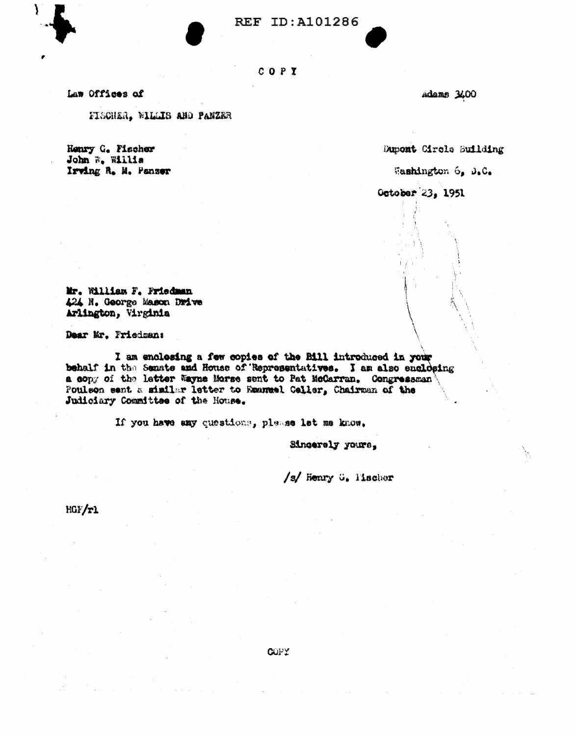REF ID:A101286

COPY

Law Offices of

FISCHER, WILLIS AND PANZER

Adams 3400

Henry G. Fischer
John W. Willis
Irving R. M. Panzer

Dupont Circle Building

Washington 6, D.C.

October 23, 1951

Mr. William F. Friedman
424 N. George Mason Drive
Arlington, Virginia

Dear Mr. Friedman:

I am enclosing a few copies of the Bill introduced in your behalf in the Senate and House of Representatives. I am also enclosing a copy of the letter Wayne Morse sent to Pat McCarran. Congressman Poulson sent a similar letter to Emanuel Celler, Chairman of the Judiciary Committee of the House.

If you have any questions, please let me know.

Sincerely yours,

/s/ Henry G. Fischer

HGF/rl

COPY